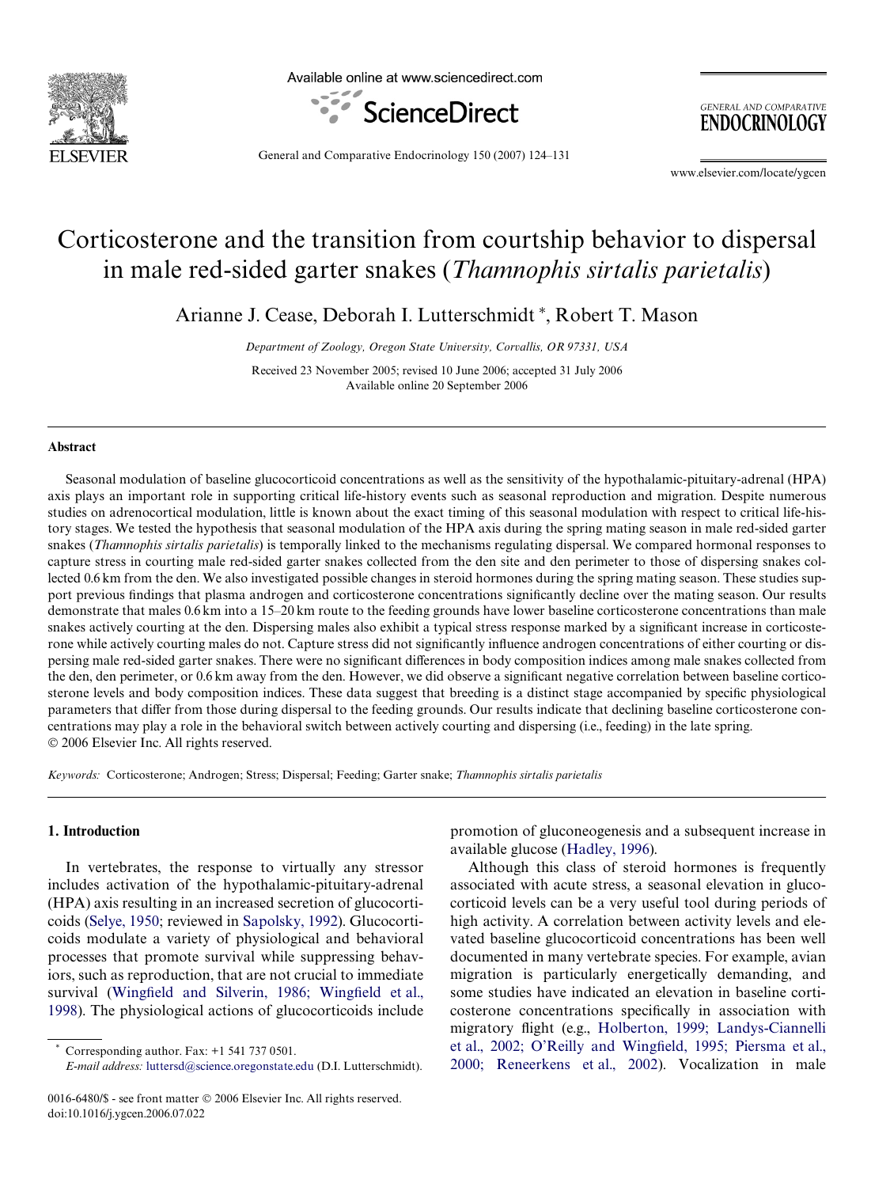# Corticosterone and the transition from courtship behavior to dispersal in male red-sided garter snakes (*Thamnophis sirtalis parietalis*)

Arianne J. Cease, Deborah I. Lutterschmidt *, Robert T. Mason

*Department of Zoology, Oregon State University, Corvallis, OR 97331, USA*

Received 23 November 2005; revised 10 June 2006; accepted 31 July 2006
Available online 20 September 2006

## Abstract

Seasonal modulation of baseline glucocorticoid concentrations as well as the sensitivity of the hypothalamic-pituitary-adrenal (HPA) axis plays an important role in supporting critical life-history events such as seasonal reproduction and migration. Despite numerous studies on adrenocortical modulation, little is known about the exact timing of this seasonal modulation with respect to critical life-history stages. We tested the hypothesis that seasonal modulation of the HPA axis during the spring mating season in male red-sided garter snakes (*Thamnophis sirtalis parietalis*) is temporally linked to the mechanisms regulating dispersal. We compared hormonal responses to capture stress in courting male red-sided garter snakes collected from the den site and den perimeter to those of dispersing snakes collected 0.6 km from the den. We also investigated possible changes in steroid hormones during the spring mating season. These studies support previous findings that plasma androgen and corticosterone concentrations significantly decline over the mating season. Our results demonstrate that males 0.6 km into a 15–20 km route to the feeding grounds have lower baseline corticosterone concentrations than male snakes actively courting at the den. Dispersing males also exhibit a typical stress response marked by a significant increase in corticosterone while actively courting males do not. Capture stress did not significantly influence androgen concentrations of either courting or dispersing male red-sided garter snakes. There were no significant differences in body composition indices among male snakes collected from the den, den perimeter, or 0.6 km away from the den. However, we did observe a significant negative correlation between baseline corticosterone levels and body composition indices. These data suggest that breeding is a distinct stage accompanied by specific physiological parameters that differ from those during dispersal to the feeding grounds. Our results indicate that declining baseline corticosterone concentrations may play a role in the behavioral switch between actively courting and dispersing (i.e., feeding) in the late spring.
© 2006 Elsevier Inc. All rights reserved.

*Keywords:* Corticosterone; Androgen; Stress; Dispersal; Feeding; Garter snake; *Thamnophis sirtalis parietalis*

## 1. Introduction

In vertebrates, the response to virtually any stressor includes activation of the hypothalamic-pituitary-adrenal (HPA) axis resulting in an increased secretion of glucocorticoids (Selye, 1950; reviewed in Sapolsky, 1992). Glucocorticoids modulate a variety of physiological and behavioral processes that promote survival while suppressing behaviors, such as reproduction, that are not crucial to immediate survival (Wingfield and Silverin, 1986; Wingfield et al., 1998). The physiological actions of glucocorticoids include promotion of gluconeogenesis and a subsequent increase in available glucose (Hadley, 1996).

Although this class of steroid hormones is frequently associated with acute stress, a seasonal elevation in glucocorticoid levels can be a very useful tool during periods of high activity. A correlation between activity levels and elevated baseline glucocorticoid concentrations has been well documented in many vertebrate species. For example, avian migration is particularly energetically demanding, and some studies have indicated an elevation in baseline corticosterone concentrations specifically in association with migratory flight (e.g., Holberton, 1999; Landys-Ciannelli et al., 2002; O'Reilly and Wingfield, 1995; Piersma et al., 2000; Reneerkens et al., 2002). Vocalization in male

* Corresponding author. Fax: +1 541 737 0501.
*E-mail address:* luttersd@science.oregonstate.edu (D.I. Lutterschmidt).

0016-6480/$ - see front matter © 2006 Elsevier Inc. All rights reserved.
doi:10.1016/j.ygcen.2006.07.022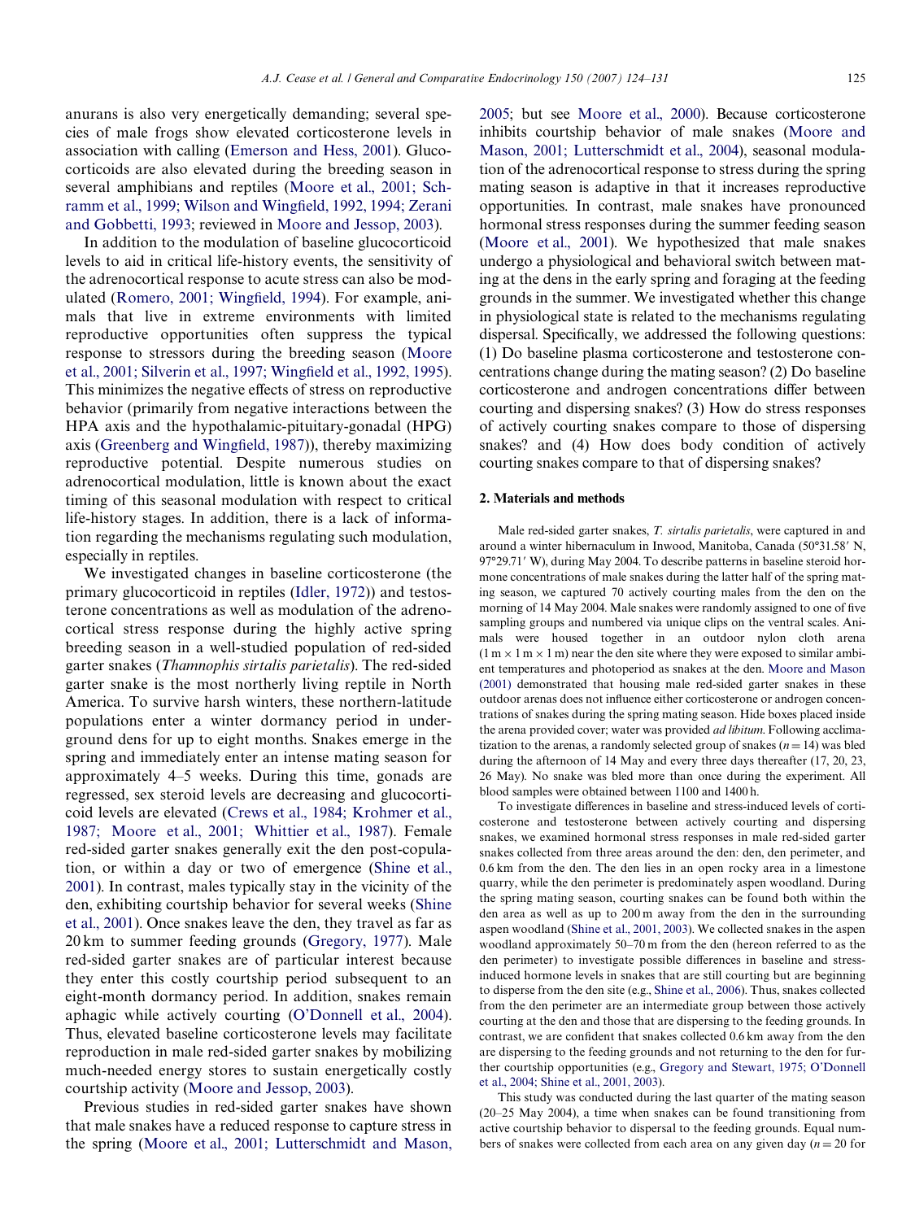anurans is also very energetically demanding; several species of male frogs show elevated corticosterone levels in association with calling (Emerson and Hess, 2001). Glucocorticoids are also elevated during the breeding season in several amphibians and reptiles (Moore et al., 2001; Schramm et al., 1999; Wilson and Wingfield, 1992, 1994; Zerani and Gobbetti, 1993; reviewed in Moore and Jessop, 2003).

In addition to the modulation of baseline glucocorticoid levels to aid in critical life-history events, the sensitivity of the adrenocortical response to acute stress can also be modulated (Romero, 2001; Wingfield, 1994). For example, animals that live in extreme environments with limited reproductive opportunities often suppress the typical response to stressors during the breeding season (Moore et al., 2001; Silverin et al., 1997; Wingfield et al., 1992, 1995). This minimizes the negative effects of stress on reproductive behavior (primarily from negative interactions between the HPA axis and the hypothalamic-pituitary-gonadal (HPG) axis (Greenberg and Wingfield, 1987)), thereby maximizing reproductive potential. Despite numerous studies on adrenocortical modulation, little is known about the exact timing of this seasonal modulation with respect to critical life-history stages. In addition, there is a lack of information regarding the mechanisms regulating such modulation, especially in reptiles.

We investigated changes in baseline corticosterone (the primary glucocorticoid in reptiles (Idler, 1972)) and testosterone concentrations as well as modulation of the adrenocortical stress response during the highly active spring breeding season in a well-studied population of red-sided garter snakes (*Thamnophis sirtalis parietalis*). The red-sided garter snake is the most northerly living reptile in North America. To survive harsh winters, these northern-latitude populations enter a winter dormancy period in underground dens for up to eight months. Snakes emerge in the spring and immediately enter an intense mating season for approximately 4–5 weeks. During this time, gonads are regressed, sex steroid levels are decreasing and glucocorticoid levels are elevated (Crews et al., 1984; Krohmer et al., 1987; Moore et al., 2001; Whittier et al., 1987). Female red-sided garter snakes generally exit the den post-copulation, or within a day or two of emergence (Shine et al., 2001). In contrast, males typically stay in the vicinity of the den, exhibiting courtship behavior for several weeks (Shine et al., 2001). Once snakes leave the den, they travel as far as 20 km to summer feeding grounds (Gregory, 1977). Male red-sided garter snakes are of particular interest because they enter this costly courtship period subsequent to an eight-month dormancy period. In addition, snakes remain aphagic while actively courting (O'Donnell et al., 2004). Thus, elevated baseline corticosterone levels may facilitate reproduction in male red-sided garter snakes by mobilizing much-needed energy stores to sustain energetically costly courtship activity (Moore and Jessop, 2003).

Previous studies in red-sided garter snakes have shown that male snakes have a reduced response to capture stress in the spring (Moore et al., 2001; Lutterschmidt and Mason, 2005; but see Moore et al., 2000). Because corticosterone inhibits courtship behavior of male snakes (Moore and Mason, 2001; Lutterschmidt et al., 2004), seasonal modulation of the adrenocortical response to stress during the spring mating season is adaptive in that it increases reproductive opportunities. In contrast, male snakes have pronounced hormonal stress responses during the summer feeding season (Moore et al., 2001). We hypothesized that male snakes undergo a physiological and behavioral switch between mating at the dens in the early spring and foraging at the feeding grounds in the summer. We investigated whether this change in physiological state is related to the mechanisms regulating dispersal. Specifically, we addressed the following questions: (1) Do baseline plasma corticosterone and testosterone concentrations change during the mating season? (2) Do baseline corticosterone and androgen concentrations differ between courting and dispersing snakes? (3) How do stress responses of actively courting snakes compare to those of dispersing snakes? and (4) How does body condition of actively courting snakes compare to that of dispersing snakes?

## 2. Materials and methods

Male red-sided garter snakes, *T. sirtalis parietalis*, were captured in and around a winter hibernaculum in Inwood, Manitoba, Canada (50°31.58′ N, 97°29.71′ W), during May 2004. To describe patterns in baseline steroid hormone concentrations of male snakes during the latter half of the spring mating season, we captured 70 actively courting males from the den on the morning of 14 May 2004. Male snakes were randomly assigned to one of five sampling groups and numbered via unique clips on the ventral scales. Animals were housed together in an outdoor nylon cloth arena (1 m × 1 m × 1 m) near the den site where they were exposed to similar ambient temperatures and photoperiod as snakes at the den. Moore and Mason (2001) demonstrated that housing male red-sided garter snakes in these outdoor arenas does not influence either corticosterone or androgen concentrations of snakes during the spring mating season. Hide boxes placed inside the arena provided cover; water was provided *ad libitum*. Following acclimatization to the arenas, a randomly selected group of snakes ($n = 14$) was bled during the afternoon of 14 May and every three days thereafter (17, 20, 23, 26 May). No snake was bled more than once during the experiment. All blood samples were obtained between 1100 and 1400 h.

To investigate differences in baseline and stress-induced levels of corticosterone and testosterone between actively courting and dispersing snakes, we examined hormonal stress responses in male red-sided garter snakes collected from three areas around the den: den, den perimeter, and 0.6 km from the den. The den lies in an open rocky area in a limestone quarry, while the den perimeter is predominately aspen woodland. During the spring mating season, courting snakes can be found both within the den area as well as up to 200 m away from the den in the surrounding aspen woodland (Shine et al., 2001, 2003). We collected snakes in the aspen woodland approximately 50–70 m from the den (hereon referred to as the den perimeter) to investigate possible differences in baseline and stress-induced hormone levels in snakes that are still courting but are beginning to disperse from the den site (e.g., Shine et al., 2006). Thus, snakes collected from the den perimeter are an intermediate group between those actively courting at the den and those that are dispersing to the feeding grounds. In contrast, we are confident that snakes collected 0.6 km away from the den are dispersing to the feeding grounds and not returning to the den for further courtship opportunities (e.g., Gregory and Stewart, 1975; O'Donnell et al., 2004; Shine et al., 2001, 2003).

This study was conducted during the last quarter of the mating season (20–25 May 2004), a time when snakes can be found transitioning from active courtship behavior to dispersal to the feeding grounds. Equal numbers of snakes were collected from each area on any given day ($n = 20$ for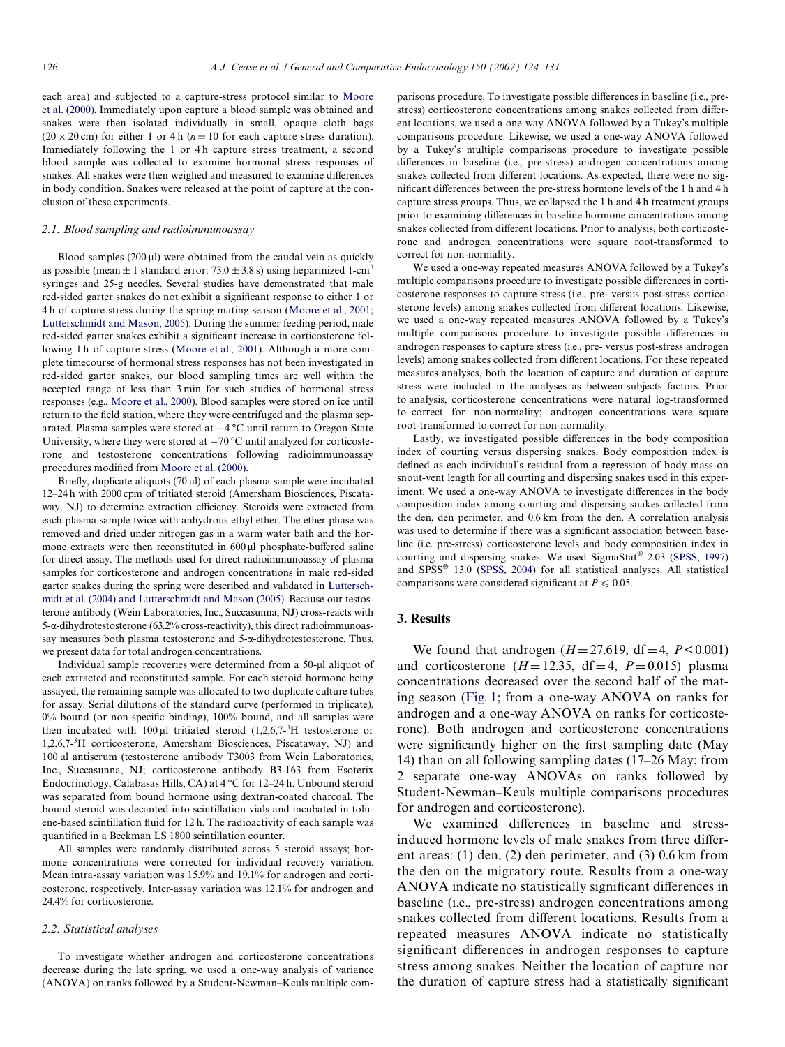each area) and subjected to a capture-stress protocol similar to Moore et al. (2000). Immediately upon capture a blood sample was obtained and snakes were then isolated individually in small, opaque cloth bags ($20 \times 20$ cm) for either 1 or 4 h ($n = 10$ for each capture stress duration). Immediately following the 1 or 4 h capture stress treatment, a second blood sample was collected to examine hormonal stress responses of snakes. All snakes were then weighed and measured to examine differences in body condition. Snakes were released at the point of capture at the conclusion of these experiments.

### 2.1. Blood sampling and radioimmunoassay

Blood samples (200 μl) were obtained from the caudal vein as quickly as possible (mean ± 1 standard error: 73.0 ± 3.8 s) using heparinized 1-cm$^3$ syringes and 25-g needles. Several studies have demonstrated that male red-sided garter snakes do not exhibit a significant response to either 1 or 4 h of capture stress during the spring mating season (Moore et al., 2001; Lutterschmidt and Mason, 2005). During the summer feeding period, male red-sided garter snakes exhibit a significant increase in corticosterone following 1 h of capture stress (Moore et al., 2001). Although a more complete timecourse of hormonal stress responses has not been investigated in red-sided garter snakes, our blood sampling times are well within the accepted range of less than 3 min for such studies of hormonal stress responses (e.g., Moore et al., 2000). Blood samples were stored on ice until return to the field station, where they were centrifuged and the plasma separated. Plasma samples were stored at −4 °C until return to Oregon State University, where they were stored at −70 °C until analyzed for corticosterone and testosterone concentrations following radioimmunoassay procedures modified from Moore et al. (2000).

Briefly, duplicate aliquots (70 μl) of each plasma sample were incubated 12–24 h with 2000 cpm of tritiated steroid (Amersham Biosciences, Piscataway, NJ) to determine extraction efficiency. Steroids were extracted from each plasma sample twice with anhydrous ethyl ether. The ether phase was removed and dried under nitrogen gas in a warm water bath and the hormone extracts were then reconstituted in 600 μl phosphate-buffered saline for direct assay. The methods used for direct radioimmunoassay of plasma samples for corticosterone and androgen concentrations in male red-sided garter snakes during the spring were described and validated in Lutterschmidt et al. (2004) and Lutterschmidt and Mason (2005). Because our testosterone antibody (Wein Laboratories, Inc., Succasunna, NJ) cross-reacts with 5-α-dihydrotestosterone (63.2% cross-reactivity), this direct radioimmunoassay measures both plasma testosterone and 5-α-dihydrotestosterone. Thus, we present data for total androgen concentrations.

Individual sample recoveries were determined from a 50-μl aliquot of each extracted and reconstituted sample. For each steroid hormone being assayed, the remaining sample was allocated to two duplicate culture tubes for assay. Serial dilutions of the standard curve (performed in triplicate), 0% bound (or non-specific binding), 100% bound, and all samples were then incubated with 100 μl tritiated steroid (1,2,6,7-$^3$H testosterone or 1,2,6,7-$^3$H corticosterone, Amersham Biosciences, Piscataway, NJ) and 100 μl antiserum (testosterone antibody T3003 from Wein Laboratories, Inc., Succasunna, NJ; corticosterone antibody B3-163 from Esoterix Endocrinology, Calabasas Hills, CA) at 4 °C for 12–24 h. Unbound steroid was separated from bound hormone using dextran-coated charcoal. The bound steroid was decanted into scintillation vials and incubated in toluene-based scintillation fluid for 12 h. The radioactivity of each sample was quantified in a Beckman LS 1800 scintillation counter.

All samples were randomly distributed across 5 steroid assays; hormone concentrations were corrected for individual recovery variation. Mean intra-assay variation was 15.9% and 19.1% for androgen and corticosterone, respectively. Inter-assay variation was 12.1% for androgen and 24.4% for corticosterone.

### 2.2. Statistical analyses

To investigate whether androgen and corticosterone concentrations decrease during the late spring, we used a one-way analysis of variance (ANOVA) on ranks followed by a Student-Newman–Keuls multiple comparisons procedure. To investigate possible differences in baseline (i.e., pre-stress) corticosterone concentrations among snakes collected from different locations, we used a one-way ANOVA followed by a Tukey's multiple comparisons procedure. Likewise, we used a one-way ANOVA followed by a Tukey's multiple comparisons procedure to investigate possible differences in baseline (i.e., pre-stress) androgen concentrations among snakes collected from different locations. As expected, there were no significant differences between the pre-stress hormone levels of the 1 h and 4 h capture stress groups. Thus, we collapsed the 1 h and 4 h treatment groups prior to examining differences in baseline hormone concentrations among snakes collected from different locations. Prior to analysis, both corticosterone and androgen concentrations were square root-transformed to correct for non-normality.

We used a one-way repeated measures ANOVA followed by a Tukey's multiple comparisons procedure to investigate possible differences in corticosterone responses to capture stress (i.e., pre- versus post-stress corticosterone levels) among snakes collected from different locations. Likewise, we used a one-way repeated measures ANOVA followed by a Tukey's multiple comparisons procedure to investigate possible differences in androgen responses to capture stress (i.e., pre- versus post-stress androgen levels) among snakes collected from different locations. For these repeated measures analyses, both the location of capture and duration of capture stress were included in the analyses as between-subjects factors. Prior to analysis, corticosterone concentrations were natural log-transformed to correct for non-normality; androgen concentrations were square root-transformed to correct for non-normality.

Lastly, we investigated possible differences in the body composition index of courting versus dispersing snakes. Body composition index is defined as each individual's residual from a regression of body mass on snout-vent length for all courting and dispersing snakes used in this experiment. We used a one-way ANOVA to investigate differences in the body composition index among courting and dispersing snakes collected from the den, den perimeter, and 0.6 km from the den. A correlation analysis was used to determine if there was a significant association between baseline (i.e. pre-stress) corticosterone levels and body composition index in courting and dispersing snakes. We used SigmaStat® 2.03 (SPSS, 1997) and SPSS® 13.0 (SPSS, 2004) for all statistical analyses. All statistical comparisons were considered significant at $P \leqslant 0.05$.

## 3. Results

We found that androgen ($H = 27.619$, df = 4, $P < 0.001$) and corticosterone ($H = 12.35$, df = 4, $P = 0.015$) plasma concentrations decreased over the second half of the mating season (Fig. 1; from a one-way ANOVA on ranks for androgen and a one-way ANOVA on ranks for corticosterone). Both androgen and corticosterone concentrations were significantly higher on the first sampling date (May 14) than on all following sampling dates (17–26 May; from 2 separate one-way ANOVAs on ranks followed by Student-Newman–Keuls multiple comparisons procedures for androgen and corticosterone).

We examined differences in baseline and stress-induced hormone levels of male snakes from three different areas: (1) den, (2) den perimeter, and (3) 0.6 km from the den on the migratory route. Results from a one-way ANOVA indicate no statistically significant differences in baseline (i.e., pre-stress) androgen concentrations among snakes collected from different locations. Results from a repeated measures ANOVA indicate no statistically significant differences in androgen responses to capture stress among snakes. Neither the location of capture nor the duration of capture stress had a statistically significant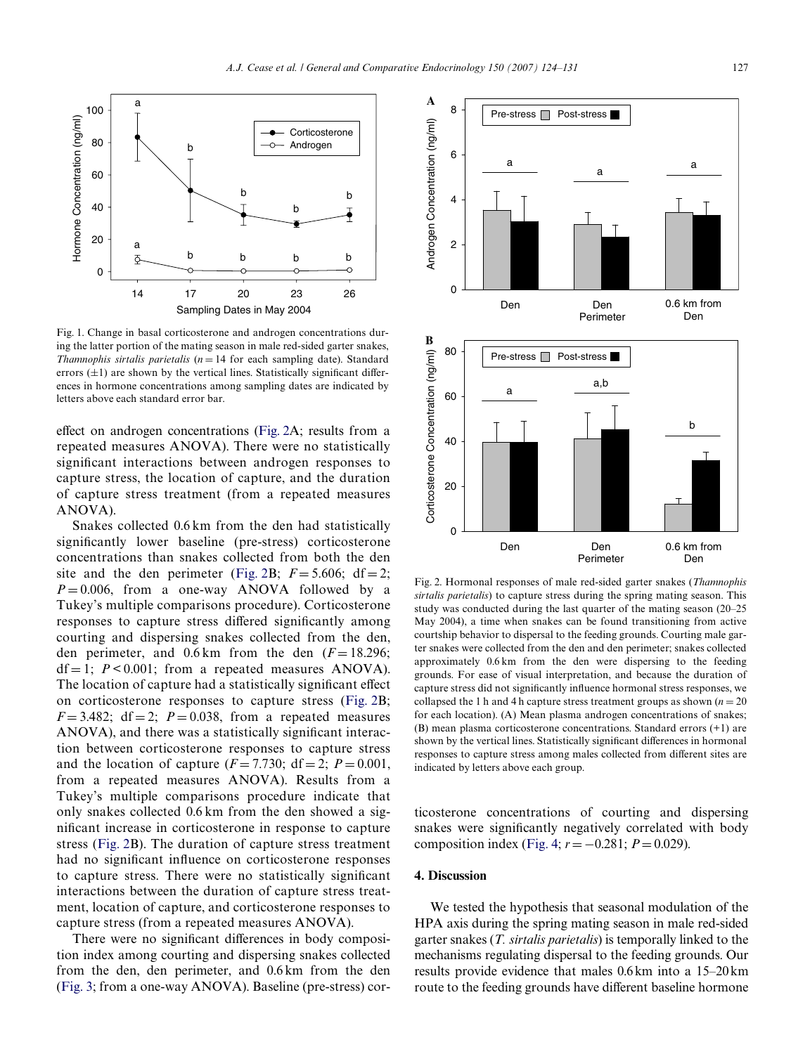Fig. 1. Change in basal corticosterone and androgen concentrations during the latter portion of the mating season in male red-sided garter snakes, *Thamnophis sirtalis parietalis* ($n = 14$ for each sampling date). Standard errors ($\pm 1$) are shown by the vertical lines. Statistically significant differences in hormone concentrations among sampling dates are indicated by letters above each standard error bar.

effect on androgen concentrations (Fig. 2A; results from a repeated measures ANOVA). There were no statistically significant interactions between androgen responses to capture stress, the location of capture, and the duration of capture stress treatment (from a repeated measures ANOVA).

Snakes collected 0.6 km from the den had statistically significantly lower baseline (pre-stress) corticosterone concentrations than snakes collected from both the den site and the den perimeter (Fig. 2B; $F = 5.606$; $df = 2$; $P = 0.006$, from a one-way ANOVA followed by a Tukey's multiple comparisons procedure). Corticosterone responses to capture stress differed significantly among courting and dispersing snakes collected from the den, den perimeter, and 0.6 km from the den ($F = 18.296$; $df = 1$; $P < 0.001$; from a repeated measures ANOVA). The location of capture had a statistically significant effect on corticosterone responses to capture stress (Fig. 2B; $F = 3.482$; $df = 2$; $P = 0.038$, from a repeated measures ANOVA), and there was a statistically significant interaction between corticosterone responses to capture stress and the location of capture ($F = 7.730$; $df = 2$; $P = 0.001$, from a repeated measures ANOVA). Results from a Tukey's multiple comparisons procedure indicate that only snakes collected 0.6 km from the den showed a significant increase in corticosterone in response to capture stress (Fig. 2B). The duration of capture stress treatment had no significant influence on corticosterone responses to capture stress. There were no statistically significant interactions between the duration of capture stress treatment, location of capture, and corticosterone responses to capture stress (from a repeated measures ANOVA).

There were no significant differences in body composition index among courting and dispersing snakes collected from the den, den perimeter, and 0.6 km from the den (Fig. 3; from a one-way ANOVA). Baseline (pre-stress) corticosterone concentrations of courting and dispersing snakes were significantly negatively correlated with body composition index (Fig. 4; $r = -0.281$; $P = 0.029$).

Fig. 2. Hormonal responses of male red-sided garter snakes (*Thamnophis sirtalis parietalis*) to capture stress during the spring mating season. This study was conducted during the last quarter of the mating season (20–25 May 2004), a time when snakes can be found transitioning from active courtship behavior to dispersal to the feeding grounds. Courting male garter snakes were collected from the den and den perimeter; snakes collected approximately 0.6 km from the den were dispersing to the feeding grounds. For ease of visual interpretation, and because the duration of capture stress did not significantly influence hormonal stress responses, we collapsed the 1 h and 4 h capture stress treatment groups as shown ($n = 20$ for each location). (A) Mean plasma androgen concentrations of snakes; (B) mean plasma corticosterone concentrations. Standard errors (+1) are shown by the vertical lines. Statistically significant differences in hormonal responses to capture stress among males collected from different sites are indicated by letters above each group.

## 4. Discussion

We tested the hypothesis that seasonal modulation of the HPA axis during the spring mating season in male red-sided garter snakes (*T. sirtalis parietalis*) is temporally linked to the mechanisms regulating dispersal to the feeding grounds. Our results provide evidence that males 0.6 km into a 15–20 km route to the feeding grounds have different baseline hormone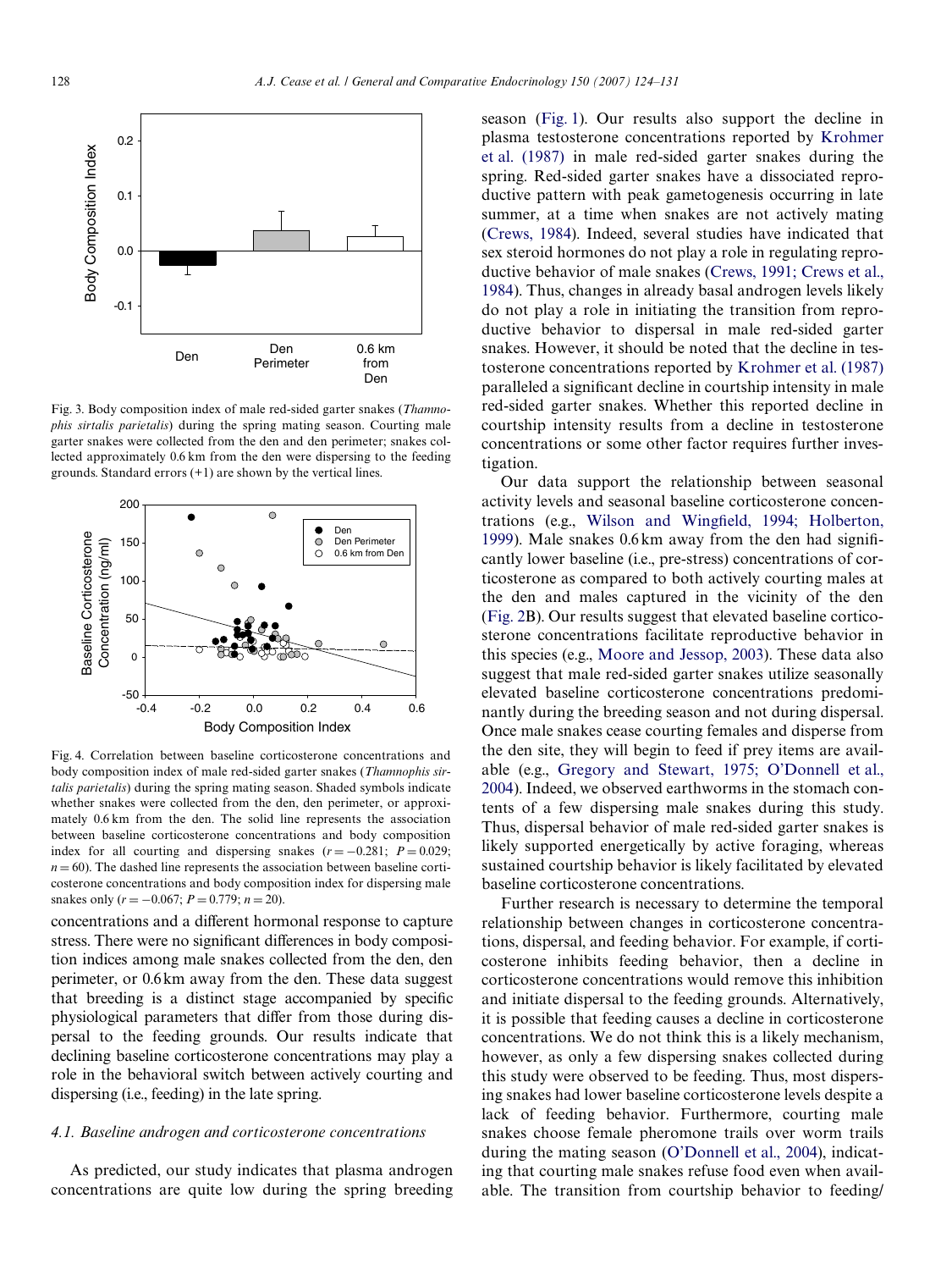Fig. 3. Body composition index of male red-sided garter snakes (*Thamnophis sirtalis parietalis*) during the spring mating season. Courting male garter snakes were collected from the den and den perimeter; snakes collected approximately 0.6 km from the den were dispersing to the feeding grounds. Standard errors (+1) are shown by the vertical lines.

Fig. 4. Correlation between baseline corticosterone concentrations and body composition index of male red-sided garter snakes (*Thamnophis sirtalis parietalis*) during the spring mating season. Shaded symbols indicate whether snakes were collected from the den, den perimeter, or approximately 0.6 km from the den. The solid line represents the association between baseline corticosterone concentrations and body composition index for all courting and dispersing snakes ($r = -0.281$; $P = 0.029$; $n = 60$). The dashed line represents the association between baseline corticosterone concentrations and body composition index for dispersing male snakes only ($r = -0.067$; $P = 0.779$; $n = 20$).

concentrations and a different hormonal response to capture stress. There were no significant differences in body composition indices among male snakes collected from the den, den perimeter, or 0.6 km away from the den. These data suggest that breeding is a distinct stage accompanied by specific physiological parameters that differ from those during dispersal to the feeding grounds. Our results indicate that declining baseline corticosterone concentrations may play a role in the behavioral switch between actively courting and dispersing (i.e., feeding) in the late spring.

### 4.1. Baseline androgen and corticosterone concentrations

As predicted, our study indicates that plasma androgen concentrations are quite low during the spring breeding season (Fig. 1). Our results also support the decline in plasma testosterone concentrations reported by Krohmer et al. (1987) in male red-sided garter snakes during the spring. Red-sided garter snakes have a dissociated reproductive pattern with peak gametogenesis occurring in late summer, at a time when snakes are not actively mating (Crews, 1984). Indeed, several studies have indicated that sex steroid hormones do not play a role in regulating reproductive behavior of male snakes (Crews, 1991; Crews et al., 1984). Thus, changes in already basal androgen levels likely do not play a role in initiating the transition from reproductive behavior to dispersal in male red-sided garter snakes. However, it should be noted that the decline in testosterone concentrations reported by Krohmer et al. (1987) paralleled a significant decline in courtship intensity in male red-sided garter snakes. Whether this reported decline in courtship intensity results from a decline in testosterone concentrations or some other factor requires further investigation.

Our data support the relationship between seasonal activity levels and seasonal baseline corticosterone concentrations (e.g., Wilson and Wingfield, 1994; Holberton, 1999). Male snakes 0.6 km away from the den had significantly lower baseline (i.e., pre-stress) concentrations of corticosterone as compared to both actively courting males at the den and males captured in the vicinity of the den (Fig. 2B). Our results suggest that elevated baseline corticosterone concentrations facilitate reproductive behavior in this species (e.g., Moore and Jessop, 2003). These data also suggest that male red-sided garter snakes utilize seasonally elevated baseline corticosterone concentrations predominantly during the breeding season and not during dispersal. Once male snakes cease courting females and disperse from the den site, they will begin to feed if prey items are available (e.g., Gregory and Stewart, 1975; O'Donnell et al., 2004). Indeed, we observed earthworms in the stomach contents of a few dispersing male snakes during this study. Thus, dispersal behavior of male red-sided garter snakes is likely supported energetically by active foraging, whereas sustained courtship behavior is likely facilitated by elevated baseline corticosterone concentrations.

Further research is necessary to determine the temporal relationship between changes in corticosterone concentrations, dispersal, and feeding behavior. For example, if corticosterone inhibits feeding behavior, then a decline in corticosterone concentrations would remove this inhibition and initiate dispersal to the feeding grounds. Alternatively, it is possible that feeding causes a decline in corticosterone concentrations. We do not think this is a likely mechanism, however, as only a few dispersing snakes collected during this study were observed to be feeding. Thus, most dispersing snakes had lower baseline corticosterone levels despite a lack of feeding behavior. Furthermore, courting male snakes choose female pheromone trails over worm trails during the mating season (O'Donnell et al., 2004), indicating that courting male snakes refuse food even when available. The transition from courtship behavior to feeding/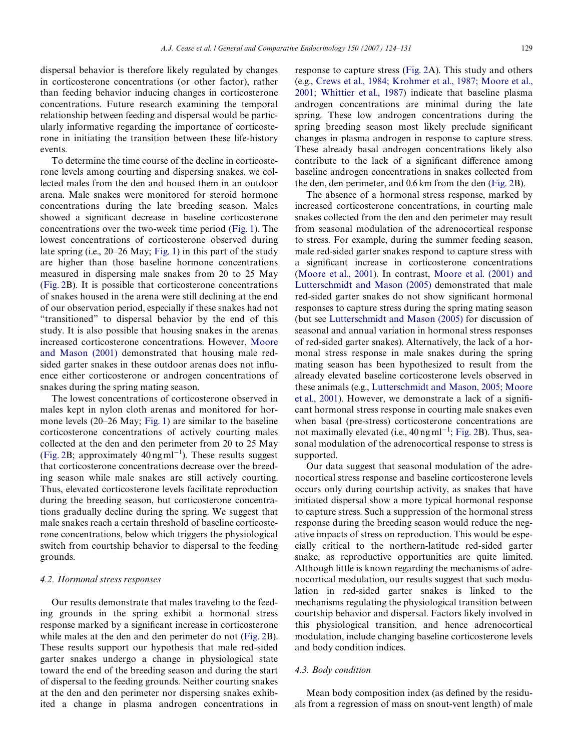dispersal behavior is therefore likely regulated by changes in corticosterone concentrations (or other factor), rather than feeding behavior inducing changes in corticosterone concentrations. Future research examining the temporal relationship between feeding and dispersal would be particularly informative regarding the importance of corticosterone in initiating the transition between these life-history events.

To determine the time course of the decline in corticosterone levels among courting and dispersing snakes, we collected males from the den and housed them in an outdoor arena. Male snakes were monitored for steroid hormone concentrations during the late breeding season. Males showed a significant decrease in baseline corticosterone concentrations over the two-week time period (Fig. 1). The lowest concentrations of corticosterone observed during late spring (i.e., 20–26 May; Fig. 1) in this part of the study are higher than those baseline hormone concentrations measured in dispersing male snakes from 20 to 25 May (Fig. 2B). It is possible that corticosterone concentrations of snakes housed in the arena were still declining at the end of our observation period, especially if these snakes had not "transitioned" to dispersal behavior by the end of this study. It is also possible that housing snakes in the arenas increased corticosterone concentrations. However, Moore and Mason (2001) demonstrated that housing male red-sided garter snakes in these outdoor arenas does not influence either corticosterone or androgen concentrations of snakes during the spring mating season.

The lowest concentrations of corticosterone observed in males kept in nylon cloth arenas and monitored for hormone levels (20–26 May; Fig. 1) are similar to the baseline corticosterone concentrations of actively courting males collected at the den and den perimeter from 20 to 25 May (Fig. 2B; approximately 40 ng ml$^{-1}$). These results suggest that corticosterone concentrations decrease over the breeding season while male snakes are still actively courting. Thus, elevated corticosterone levels facilitate reproduction during the breeding season, but corticosterone concentrations gradually decline during the spring. We suggest that male snakes reach a certain threshold of baseline corticosterone concentrations, below which triggers the physiological switch from courtship behavior to dispersal to the feeding grounds.

### 4.2. Hormonal stress responses

Our results demonstrate that males traveling to the feeding grounds in the spring exhibit a hormonal stress response marked by a significant increase in corticosterone while males at the den and den perimeter do not (Fig. 2B). These results support our hypothesis that male red-sided garter snakes undergo a change in physiological state toward the end of the breeding season and during the start of dispersal to the feeding grounds. Neither courting snakes at the den and den perimeter nor dispersing snakes exhibited a change in plasma androgen concentrations in response to capture stress (Fig. 2A). This study and others (e.g., Crews et al., 1984; Krohmer et al., 1987; Moore et al., 2001; Whittier et al., 1987) indicate that baseline plasma androgen concentrations are minimal during the late spring. These low androgen concentrations during the spring breeding season most likely preclude significant changes in plasma androgen in response to capture stress. These already basal androgen concentrations likely also contribute to the lack of a significant difference among baseline androgen concentrations in snakes collected from the den, den perimeter, and 0.6 km from the den (Fig. 2B).

The absence of a hormonal stress response, marked by increased corticosterone concentrations, in courting male snakes collected from the den and den perimeter may result from seasonal modulation of the adrenocortical response to stress. For example, during the summer feeding season, male red-sided garter snakes respond to capture stress with a significant increase in corticosterone concentrations (Moore et al., 2001). In contrast, Moore et al. (2001) and Lutterschmidt and Mason (2005) demonstrated that male red-sided garter snakes do not show significant hormonal responses to capture stress during the spring mating season (but see Lutterschmidt and Mason (2005) for discussion of seasonal and annual variation in hormonal stress responses of red-sided garter snakes). Alternatively, the lack of a hormonal stress response in male snakes during the spring mating season has been hypothesized to result from the already elevated baseline corticosterone levels observed in these animals (e.g., Lutterschmidt and Mason, 2005; Moore et al., 2001). However, we demonstrate a lack of a significant hormonal stress response in courting male snakes even when basal (pre-stress) corticosterone concentrations are not maximally elevated (i.e., 40 ng ml$^{-1}$; Fig. 2B). Thus, seasonal modulation of the adrenocortical response to stress is supported.

Our data suggest that seasonal modulation of the adrenocortical stress response and baseline corticosterone levels occurs only during courtship activity, as snakes that have initiated dispersal show a more typical hormonal response to capture stress. Such a suppression of the hormonal stress response during the breeding season would reduce the negative impacts of stress on reproduction. This would be especially critical to the northern-latitude red-sided garter snake, as reproductive opportunities are quite limited. Although little is known regarding the mechanisms of adrenocortical modulation, our results suggest that such modulation in red-sided garter snakes is linked to the mechanisms regulating the physiological transition between courtship behavior and dispersal. Factors likely involved in this physiological transition, and hence adrenocortical modulation, include changing baseline corticosterone levels and body condition indices.

### 4.3. Body condition

Mean body composition index (as defined by the residuals from a regression of mass on snout-vent length) of male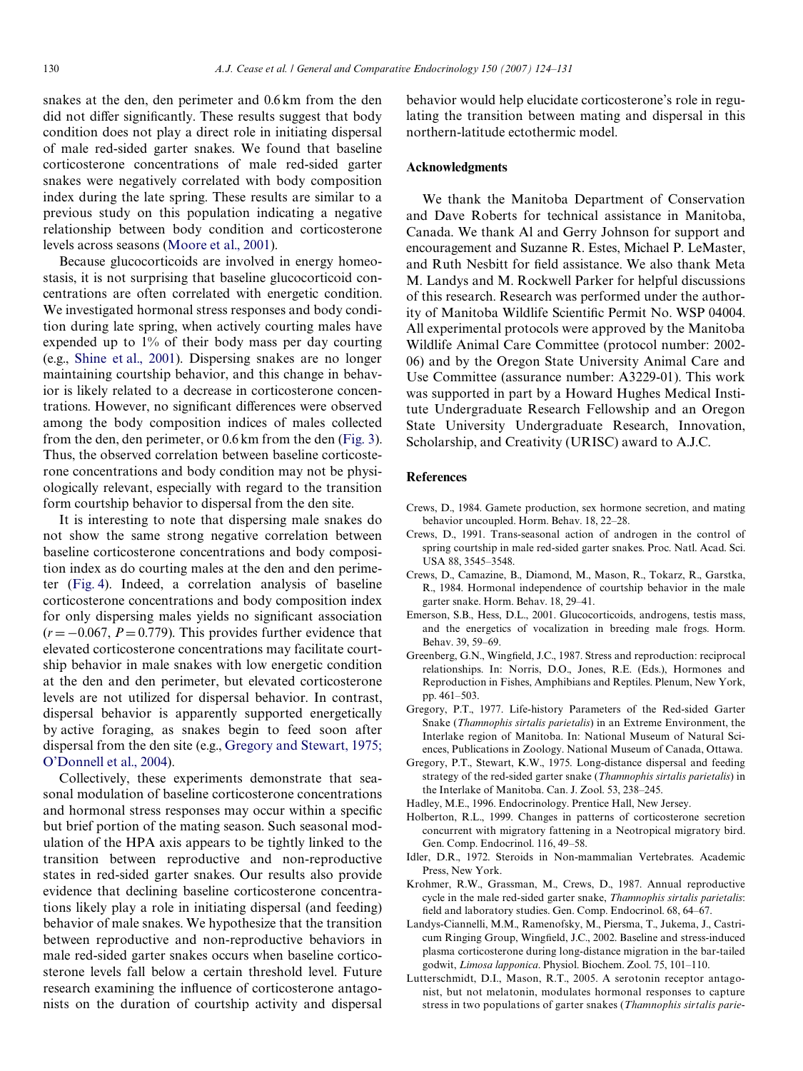snakes at the den, den perimeter and 0.6 km from the den did not differ significantly. These results suggest that body condition does not play a direct role in initiating dispersal of male red-sided garter snakes. We found that baseline corticosterone concentrations of male red-sided garter snakes were negatively correlated with body composition index during the late spring. These results are similar to a previous study on this population indicating a negative relationship between body condition and corticosterone levels across seasons (Moore et al., 2001).

Because glucocorticoids are involved in energy homeostasis, it is not surprising that baseline glucocorticoid concentrations are often correlated with energetic condition. We investigated hormonal stress responses and body condition during late spring, when actively courting males have expended up to 1% of their body mass per day courting (e.g., Shine et al., 2001). Dispersing snakes are no longer maintaining courtship behavior, and this change in behavior is likely related to a decrease in corticosterone concentrations. However, no significant differences were observed among the body composition indices of males collected from the den, den perimeter, or 0.6 km from the den (Fig. 3). Thus, the observed correlation between baseline corticosterone concentrations and body condition may not be physiologically relevant, especially with regard to the transition form courtship behavior to dispersal from the den site.

It is interesting to note that dispersing male snakes do not show the same strong negative correlation between baseline corticosterone concentrations and body composition index as do courting males at the den and den perimeter (Fig. 4). Indeed, a correlation analysis of baseline corticosterone concentrations and body composition index for only dispersing males yields no significant association ($r = -0.067$, $P = 0.779$). This provides further evidence that elevated corticosterone concentrations may facilitate courtship behavior in male snakes with low energetic condition at the den and den perimeter, but elevated corticosterone levels are not utilized for dispersal behavior. In contrast, dispersal behavior is apparently supported energetically by active foraging, as snakes begin to feed soon after dispersal from the den site (e.g., Gregory and Stewart, 1975; O'Donnell et al., 2004).

Collectively, these experiments demonstrate that seasonal modulation of baseline corticosterone concentrations and hormonal stress responses may occur within a specific but brief portion of the mating season. Such seasonal modulation of the HPA axis appears to be tightly linked to the transition between reproductive and non-reproductive states in red-sided garter snakes. Our results also provide evidence that declining baseline corticosterone concentrations likely play a role in initiating dispersal (and feeding) behavior of male snakes. We hypothesize that the transition between reproductive and non-reproductive behaviors in male red-sided garter snakes occurs when baseline corticosterone levels fall below a certain threshold level. Future research examining the influence of corticosterone antagonists on the duration of courtship activity and dispersal behavior would help elucidate corticosterone's role in regulating the transition between mating and dispersal in this northern-latitude ectothermic model.

## Acknowledgments

We thank the Manitoba Department of Conservation and Dave Roberts for technical assistance in Manitoba, Canada. We thank Al and Gerry Johnson for support and encouragement and Suzanne R. Estes, Michael P. LeMaster, and Ruth Nesbitt for field assistance. We also thank Meta M. Landys and M. Rockwell Parker for helpful discussions of this research. Research was performed under the authority of Manitoba Wildlife Scientific Permit No. WSP 04004. All experimental protocols were approved by the Manitoba Wildlife Animal Care Committee (protocol number: 2002-06) and by the Oregon State University Animal Care and Use Committee (assurance number: A3229-01). This work was supported in part by a Howard Hughes Medical Institute Undergraduate Research Fellowship and an Oregon State University Undergraduate Research, Innovation, Scholarship, and Creativity (URISC) award to A.J.C.

## References

Crews, D., 1984. Gamete production, sex hormone secretion, and mating behavior uncoupled. Horm. Behav. 18, 22–28.

Crews, D., 1991. Trans-seasonal action of androgen in the control of spring courtship in male red-sided garter snakes. Proc. Natl. Acad. Sci. USA 88, 3545–3548.

Crews, D., Camazine, B., Diamond, M., Mason, R., Tokarz, R., Garstka, R., 1984. Hormonal independence of courtship behavior in the male garter snake. Horm. Behav. 18, 29–41.

Emerson, S.B., Hess, D.L., 2001. Glucocorticoids, androgens, testis mass, and the energetics of vocalization in breeding male frogs. Horm. Behav. 39, 59–69.

Greenberg, G.N., Wingfield, J.C., 1987. Stress and reproduction: reciprocal relationships. In: Norris, D.O., Jones, R.E. (Eds.), Hormones and Reproduction in Fishes, Amphibians and Reptiles. Plenum, New York, pp. 461–503.

Gregory, P.T., 1977. Life-history Parameters of the Red-sided Garter Snake (*Thamnophis sirtalis parietalis*) in an Extreme Environment, the Interlake region of Manitoba. In: National Museum of Natural Sciences, Publications in Zoology. National Museum of Canada, Ottawa.

Gregory, P.T., Stewart, K.W., 1975. Long-distance dispersal and feeding strategy of the red-sided garter snake (*Thamnophis sirtalis parietalis*) in the Interlake of Manitoba. Can. J. Zool. 53, 238–245.

Hadley, M.E., 1996. Endocrinology. Prentice Hall, New Jersey.

Holberton, R.L., 1999. Changes in patterns of corticosterone secretion concurrent with migratory fattening in a Neotropical migratory bird. Gen. Comp. Endocrinol. 116, 49–58.

Idler, D.R., 1972. Steroids in Non-mammalian Vertebrates. Academic Press, New York.

Krohmer, R.W., Grassman, M., Crews, D., 1987. Annual reproductive cycle in the male red-sided garter snake, *Thamnophis sirtalis parietalis*: field and laboratory studies. Gen. Comp. Endocrinol. 68, 64–67.

Landys-Ciannelli, M.M., Ramenofsky, M., Piersma, T., Jukema, J., Castricum Ringing Group, Wingfield, J.C., 2002. Baseline and stress-induced plasma corticosterone during long-distance migration in the bar-tailed godwit, *Limosa lapponica*. Physiol. Biochem. Zool. 75, 101–110.

Lutterschmidt, D.I., Mason, R.T., 2005. A serotonin receptor antagonist, but not melatonin, modulates hormonal responses to capture stress in two populations of garter snakes (*Thamnophis sirtalis parie-*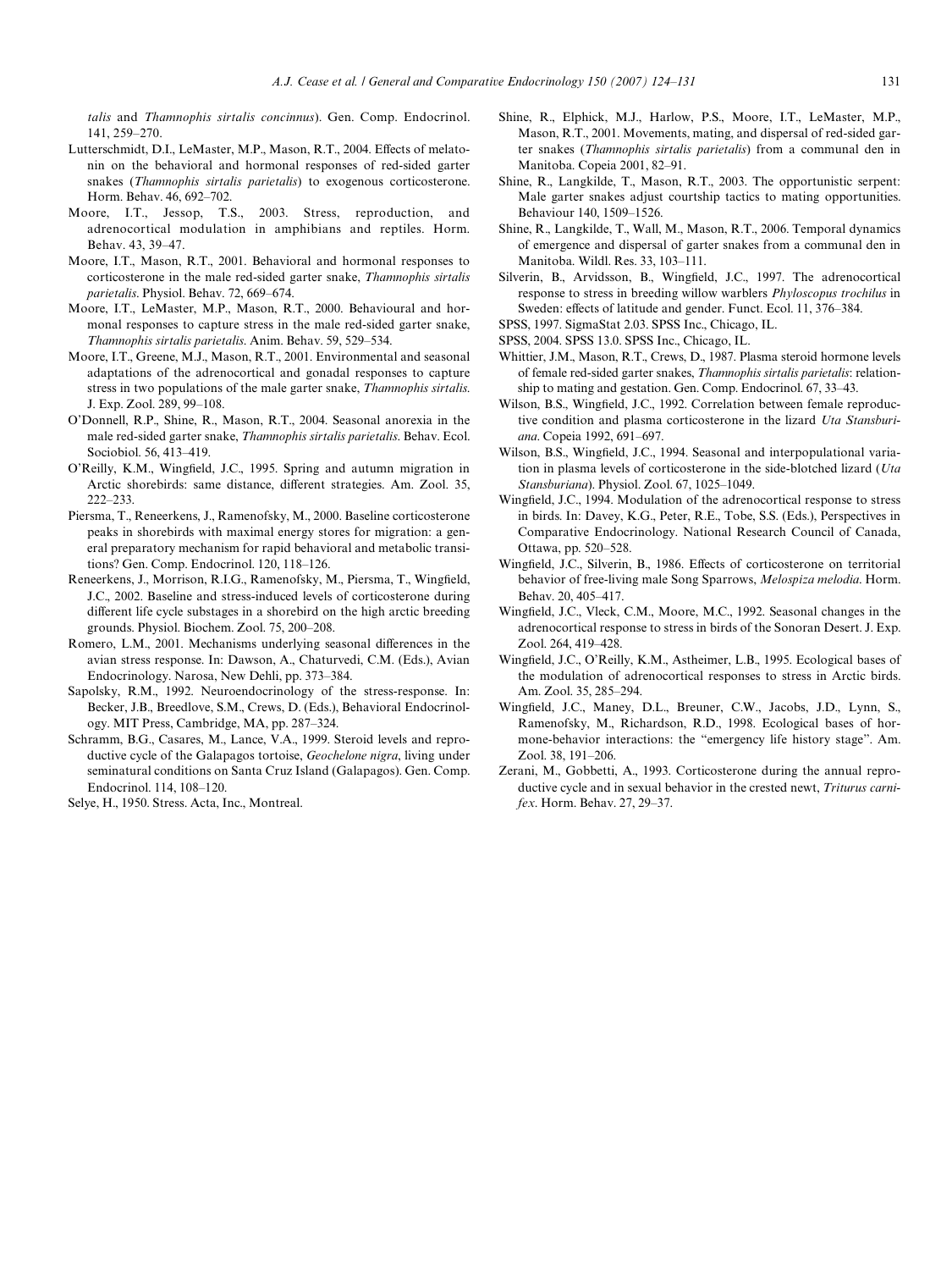*talis* and *Thamnophis sirtalis concinnus*). Gen. Comp. Endocrinol. 141, 259–270.

Lutterschmidt, D.I., LeMaster, M.P., Mason, R.T., 2004. Effects of melatonin on the behavioral and hormonal responses of red-sided garter snakes (*Thamnophis sirtalis parietalis*) to exogenous corticosterone. Horm. Behav. 46, 692–702.

Moore, I.T., Jessop, T.S., 2003. Stress, reproduction, and adrenocortical modulation in amphibians and reptiles. Horm. Behav. 43, 39–47.

Moore, I.T., Mason, R.T., 2001. Behavioral and hormonal responses to corticosterone in the male red-sided garter snake, *Thamnophis sirtalis parietalis*. Physiol. Behav. 72, 669–674.

Moore, I.T., LeMaster, M.P., Mason, R.T., 2000. Behavioural and hormonal responses to capture stress in the male red-sided garter snake, *Thamnophis sirtalis parietalis*. Anim. Behav. 59, 529–534.

Moore, I.T., Greene, M.J., Mason, R.T., 2001. Environmental and seasonal adaptations of the adrenocortical and gonadal responses to capture stress in two populations of the male garter snake, *Thamnophis sirtalis*. J. Exp. Zool. 289, 99–108.

O'Donnell, R.P., Shine, R., Mason, R.T., 2004. Seasonal anorexia in the male red-sided garter snake, *Thamnophis sirtalis parietalis*. Behav. Ecol. Sociobiol. 56, 413–419.

O'Reilly, K.M., Wingfield, J.C., 1995. Spring and autumn migration in Arctic shorebirds: same distance, different strategies. Am. Zool. 35, 222–233.

Piersma, T., Reneerkens, J., Ramenofsky, M., 2000. Baseline corticosterone peaks in shorebirds with maximal energy stores for migration: a general preparatory mechanism for rapid behavioral and metabolic transitions? Gen. Comp. Endocrinol. 120, 118–126.

Reneerkens, J., Morrison, R.I.G., Ramenofsky, M., Piersma, T., Wingfield, J.C., 2002. Baseline and stress-induced levels of corticosterone during different life cycle substages in a shorebird on the high arctic breeding grounds. Physiol. Biochem. Zool. 75, 200–208.

Romero, L.M., 2001. Mechanisms underlying seasonal differences in the avian stress response. In: Dawson, A., Chaturvedi, C.M. (Eds.), Avian Endocrinology. Narosa, New Dehli, pp. 373–384.

Sapolsky, R.M., 1992. Neuroendocrinology of the stress-response. In: Becker, J.B., Breedlove, S.M., Crews, D. (Eds.), Behavioral Endocrinology. MIT Press, Cambridge, MA, pp. 287–324.

Schramm, B.G., Casares, M., Lance, V.A., 1999. Steroid levels and reproductive cycle of the Galapagos tortoise, *Geochelone nigra*, living under seminatural conditions on Santa Cruz Island (Galapagos). Gen. Comp. Endocrinol. 114, 108–120.

Selye, H., 1950. Stress. Acta, Inc., Montreal.

Shine, R., Elphick, M.J., Harlow, P.S., Moore, I.T., LeMaster, M.P., Mason, R.T., 2001. Movements, mating, and dispersal of red-sided garter snakes (*Thamnophis sirtalis parietalis*) from a communal den in Manitoba. Copeia 2001, 82–91.

Shine, R., Langkilde, T., Mason, R.T., 2003. The opportunistic serpent: Male garter snakes adjust courtship tactics to mating opportunities. Behaviour 140, 1509–1526.

Shine, R., Langkilde, T., Wall, M., Mason, R.T., 2006. Temporal dynamics of emergence and dispersal of garter snakes from a communal den in Manitoba. Wildl. Res. 33, 103–111.

Silverin, B., Arvidsson, B., Wingfield, J.C., 1997. The adrenocortical response to stress in breeding willow warblers *Phyloscopus trochilus* in Sweden: effects of latitude and gender. Funct. Ecol. 11, 376–384.

SPSS, 1997. SigmaStat 2.03. SPSS Inc., Chicago, IL.

SPSS, 2004. SPSS 13.0. SPSS Inc., Chicago, IL.

Whittier, J.M., Mason, R.T., Crews, D., 1987. Plasma steroid hormone levels of female red-sided garter snakes, *Thamnophis sirtalis parietalis*: relationship to mating and gestation. Gen. Comp. Endocrinol. 67, 33–43.

Wilson, B.S., Wingfield, J.C., 1992. Correlation between female reproductive condition and plasma corticosterone in the lizard *Uta Stansburiana*. Copeia 1992, 691–697.

Wilson, B.S., Wingfield, J.C., 1994. Seasonal and interpopulational variation in plasma levels of corticosterone in the side-blotched lizard (*Uta Stansburiana*). Physiol. Zool. 67, 1025–1049.

Wingfield, J.C., 1994. Modulation of the adrenocortical response to stress in birds. In: Davey, K.G., Peter, R.E., Tobe, S.S. (Eds.), Perspectives in Comparative Endocrinology. National Research Council of Canada, Ottawa, pp. 520–528.

Wingfield, J.C., Silverin, B., 1986. Effects of corticosterone on territorial behavior of free-living male Song Sparrows, *Melospiza melodia*. Horm. Behav. 20, 405–417.

Wingfield, J.C., Vleck, C.M., Moore, M.C., 1992. Seasonal changes in the adrenocortical response to stress in birds of the Sonoran Desert. J. Exp. Zool. 264, 419–428.

Wingfield, J.C., O'Reilly, K.M., Astheimer, L.B., 1995. Ecological bases of the modulation of adrenocortical responses to stress in Arctic birds. Am. Zool. 35, 285–294.

Wingfield, J.C., Maney, D.L., Breuner, C.W., Jacobs, J.D., Lynn, S., Ramenofsky, M., Richardson, R.D., 1998. Ecological bases of hormone-behavior interactions: the "emergency life history stage". Am. Zool. 38, 191–206.

Zerani, M., Gobbetti, A., 1993. Corticosterone during the annual reproductive cycle and in sexual behavior in the crested newt, *Triturus carnifex*. Horm. Behav. 27, 29–37.